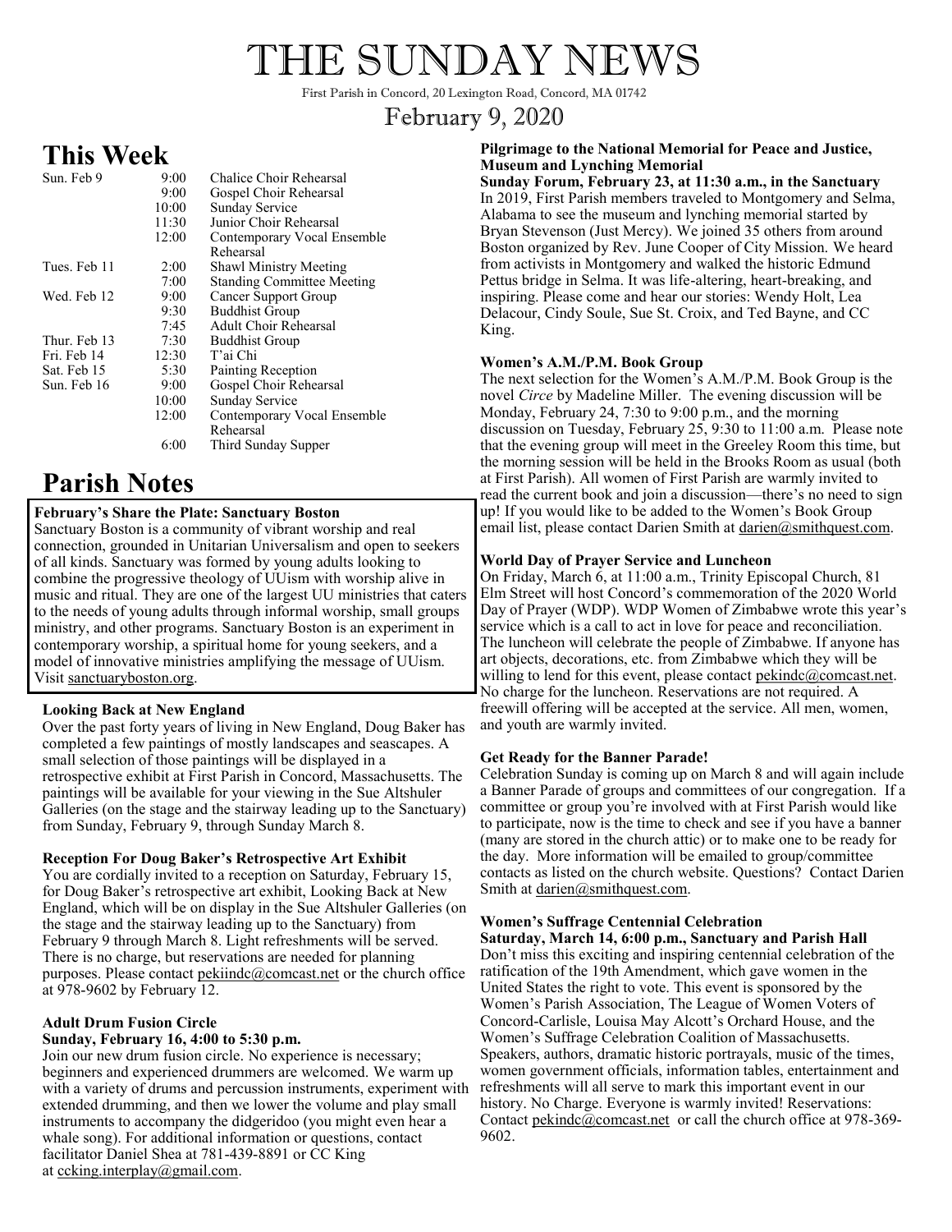# THE SUNDAY NEWS

First Parish in Concord, 20 Lexington Road, Concord, MA 01742

February 9, 2020

## This Week

| | | |
|---|---|---|
| Sun. Feb 9 | 9:00 | Chalice Choir Rehearsal |
| | 9:00 | Gospel Choir Rehearsal |
| | 10:00 | Sunday Service |
| | 11:30 | Junior Choir Rehearsal |
| | 12:00 | Contemporary Vocal Ensemble Rehearsal |
| Tues. Feb 11 | 2:00 | Shawl Ministry Meeting |
| | 7:00 | Standing Committee Meeting |
| Wed. Feb 12 | 9:00 | Cancer Support Group |
| | 9:30 | Buddhist Group |
| | 7:45 | Adult Choir Rehearsal |
| Thur. Feb 13 | 7:30 | Buddhist Group |
| Fri. Feb 14 | 12:30 | T'ai Chi |
| Sat. Feb 15 | 5:30 | Painting Reception |
| Sun. Feb 16 | 9:00 | Gospel Choir Rehearsal |
| | 10:00 | Sunday Service |
| | 12:00 | Contemporary Vocal Ensemble Rehearsal |
| | 6:00 | Third Sunday Supper |

## Parish Notes

**February's Share the Plate: Sanctuary Boston**

Sanctuary Boston is a community of vibrant worship and real connection, grounded in Unitarian Universalism and open to seekers of all kinds. Sanctuary was formed by young adults looking to combine the progressive theology of UUism with worship alive in music and ritual. They are one of the largest UU ministries that caters to the needs of young adults through informal worship, small groups ministry, and other programs. Sanctuary Boston is an experiment in contemporary worship, a spiritual home for young seekers, and a model of innovative ministries amplifying the message of UUism. Visit sanctuaryboston.org.

**Looking Back at New England**

Over the past forty years of living in New England, Doug Baker has completed a few paintings of mostly landscapes and seascapes. A small selection of those paintings will be displayed in a retrospective exhibit at First Parish in Concord, Massachusetts. The paintings will be available for your viewing in the Sue Altshuler Galleries (on the stage and the stairway leading up to the Sanctuary) from Sunday, February 9, through Sunday March 8.

**Reception For Doug Baker's Retrospective Art Exhibit**

You are cordially invited to a reception on Saturday, February 15, for Doug Baker's retrospective art exhibit, Looking Back at New England, which will be on display in the Sue Altshuler Galleries (on the stage and the stairway leading up to the Sanctuary) from February 9 through March 8. Light refreshments will be served. There is no charge, but reservations are needed for planning purposes. Please contact pekiindc@comcast.net or the church office at 978-9602 by February 12.

**Adult Drum Fusion Circle**
**Sunday, February 16, 4:00 to 5:30 p.m.**

Join our new drum fusion circle. No experience is necessary; beginners and experienced drummers are welcomed. We warm up with a variety of drums and percussion instruments, experiment with extended drumming, and then we lower the volume and play small instruments to accompany the didgeridoo (you might even hear a whale song). For additional information or questions, contact facilitator Daniel Shea at 781-439-8891 or CC King at ccking.interplay@gmail.com.

**Pilgrimage to the National Memorial for Peace and Justice, Museum and Lynching Memorial**
**Sunday Forum, February 23, at 11:30 a.m., in the Sanctuary**

In 2019, First Parish members traveled to Montgomery and Selma, Alabama to see the museum and lynching memorial started by Bryan Stevenson (Just Mercy). We joined 35 others from around Boston organized by Rev. June Cooper of City Mission. We heard from activists in Montgomery and walked the historic Edmund Pettus bridge in Selma. It was life-altering, heart-breaking, and inspiring. Please come and hear our stories: Wendy Holt, Lea Delacour, Cindy Soule, Sue St. Croix, and Ted Bayne, and CC King.

**Women's A.M./P.M. Book Group**

The next selection for the Women's A.M./P.M. Book Group is the novel *Circe* by Madeline Miller. The evening discussion will be Monday, February 24, 7:30 to 9:00 p.m., and the morning discussion on Tuesday, February 25, 9:30 to 11:00 a.m. Please note that the evening group will meet in the Greeley Room this time, but the morning session will be held in the Brooks Room as usual (both at First Parish). All women of First Parish are warmly invited to read the current book and join a discussion—there's no need to sign up! If you would like to be added to the Women's Book Group email list, please contact Darien Smith at darien@smithquest.com.

**World Day of Prayer Service and Luncheon**

On Friday, March 6, at 11:00 a.m., Trinity Episcopal Church, 81 Elm Street will host Concord's commemoration of the 2020 World Day of Prayer (WDP). WDP Women of Zimbabwe wrote this year's service which is a call to act in love for peace and reconciliation. The luncheon will celebrate the people of Zimbabwe. If anyone has art objects, decorations, etc. from Zimbabwe which they will be willing to lend for this event, please contact pekindc@comcast.net. No charge for the luncheon. Reservations are not required. A freewill offering will be accepted at the service. All men, women, and youth are warmly invited.

**Get Ready for the Banner Parade!**

Celebration Sunday is coming up on March 8 and will again include a Banner Parade of groups and committees of our congregation. If a committee or group you're involved with at First Parish would like to participate, now is the time to check and see if you have a banner (many are stored in the church attic) or to make one to be ready for the day. More information will be emailed to group/committee contacts as listed on the church website. Questions? Contact Darien Smith at darien@smithquest.com.

**Women's Suffrage Centennial Celebration**
**Saturday, March 14, 6:00 p.m., Sanctuary and Parish Hall**

Don't miss this exciting and inspiring centennial celebration of the ratification of the 19th Amendment, which gave women in the United States the right to vote. This event is sponsored by the Women's Parish Association, The League of Women Voters of Concord-Carlisle, Louisa May Alcott's Orchard House, and the Women's Suffrage Celebration Coalition of Massachusetts. Speakers, authors, dramatic historic portrayals, music of the times, women government officials, information tables, entertainment and refreshments will all serve to mark this important event in our history. No Charge. Everyone is warmly invited! Reservations: Contact pekindc@comcast.net or call the church office at 978-369-9602.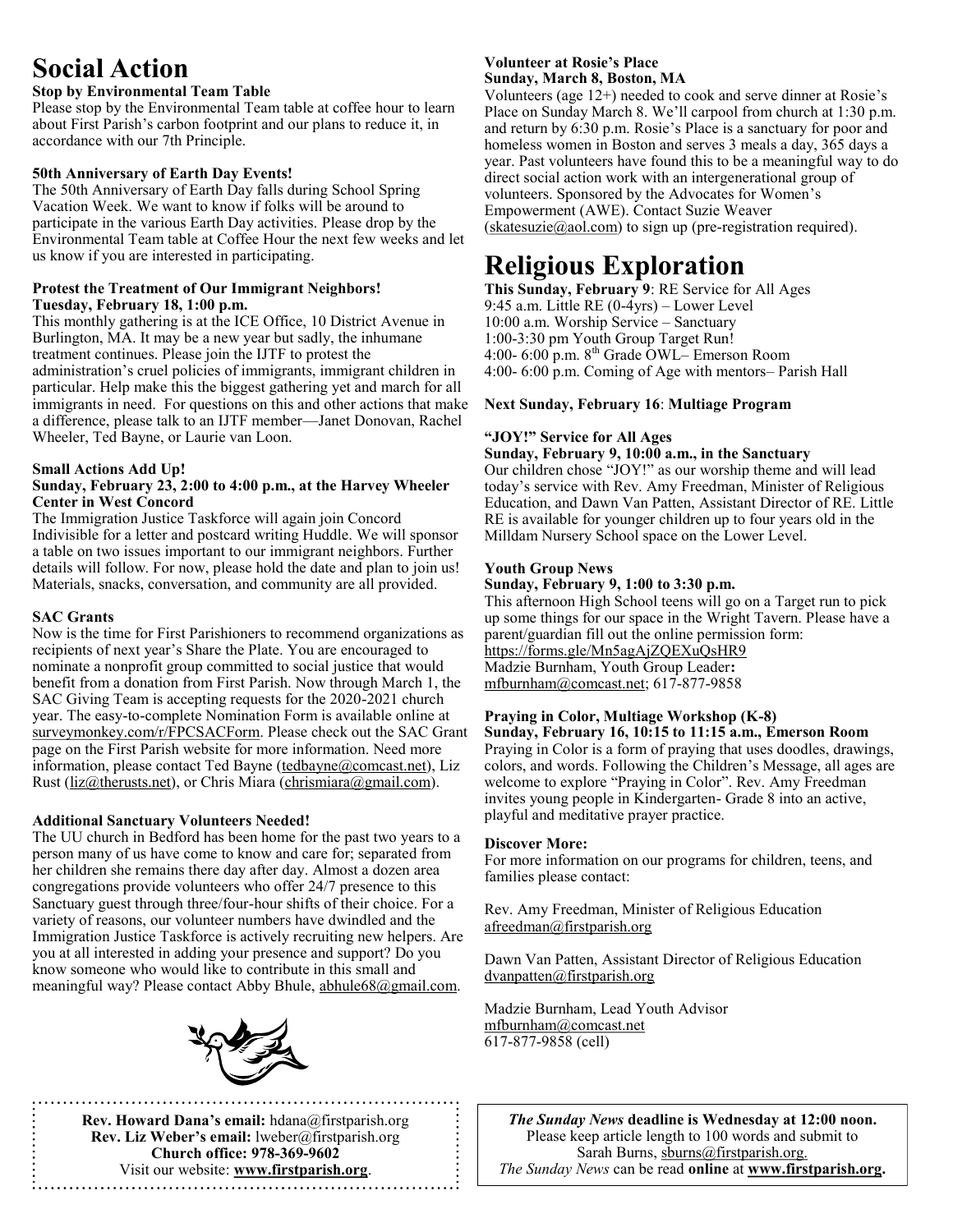# Social Action

**Stop by Environmental Team Table**

Please stop by the Environmental Team table at coffee hour to learn about First Parish's carbon footprint and our plans to reduce it, in accordance with our 7th Principle.

**50th Anniversary of Earth Day Events!**

The 50th Anniversary of Earth Day falls during School Spring Vacation Week. We want to know if folks will be around to participate in the various Earth Day activities. Please drop by the Environmental Team table at Coffee Hour the next few weeks and let us know if you are interested in participating.

**Protest the Treatment of Our Immigrant Neighbors!**
**Tuesday, February 18, 1:00 p.m.**

This monthly gathering is at the ICE Office, 10 District Avenue in Burlington, MA. It may be a new year but sadly, the inhumane treatment continues. Please join the IJTF to protest the administration's cruel policies of immigrants, immigrant children in particular. Help make this the biggest gathering yet and march for all immigrants in need. For questions on this and other actions that make a difference, please talk to an IJTF member—Janet Donovan, Rachel Wheeler, Ted Bayne, or Laurie van Loon.

**Small Actions Add Up!**
**Sunday, February 23, 2:00 to 4:00 p.m., at the Harvey Wheeler Center in West Concord**

The Immigration Justice Taskforce will again join Concord Indivisible for a letter and postcard writing Huddle. We will sponsor a table on two issues important to our immigrant neighbors. Further details will follow. For now, please hold the date and plan to join us! Materials, snacks, conversation, and community are all provided.

**SAC Grants**

Now is the time for First Parishioners to recommend organizations as recipients of next year's Share the Plate. You are encouraged to nominate a nonprofit group committed to social justice that would benefit from a donation from First Parish. Now through March 1, the SAC Giving Team is accepting requests for the 2020-2021 church year. The easy-to-complete Nomination Form is available online at surveymonkey.com/r/FPCSACForm. Please check out the SAC Grant page on the First Parish website for more information. Need more information, please contact Ted Bayne (tedbayne@comcast.net), Liz Rust (liz@therusts.net), or Chris Miara (chrismiara@gmail.com).

**Additional Sanctuary Volunteers Needed!**

The UU church in Bedford has been home for the past two years to a person many of us have come to know and care for; separated from her children she remains there day after day. Almost a dozen area congregations provide volunteers who offer 24/7 presence to this Sanctuary guest through three/four-hour shifts of their choice. For a variety of reasons, our volunteer numbers have dwindled and the Immigration Justice Taskforce is actively recruiting new helpers. Are you at all interested in adding your presence and support? Do you know someone who would like to contribute in this small and meaningful way? Please contact Abby Bhule, abhule68@gmail.com.

**Volunteer at Rosie's Place**
**Sunday, March 8, Boston, MA**

Volunteers (age 12+) needed to cook and serve dinner at Rosie's Place on Sunday March 8. We'll carpool from church at 1:30 p.m. and return by 6:30 p.m. Rosie's Place is a sanctuary for poor and homeless women in Boston and serves 3 meals a day, 365 days a year. Past volunteers have found this to be a meaningful way to do direct social action work with an intergenerational group of volunteers. Sponsored by the Advocates for Women's Empowerment (AWE). Contact Suzie Weaver (skatesuzie@aol.com) to sign up (pre-registration required).

# Religious Exploration

**This Sunday, February 9**: RE Service for All Ages
9:45 a.m. Little RE (0-4yrs) – Lower Level
10:00 a.m. Worship Service – Sanctuary
1:00-3:30 pm Youth Group Target Run!
4:00- 6:00 p.m. 8th Grade OWL– Emerson Room
4:00- 6:00 p.m. Coming of Age with mentors– Parish Hall

**Next Sunday, February 16**: **Multiage Program**

**"JOY!" Service for All Ages**
**Sunday, February 9, 10:00 a.m., in the Sanctuary**

Our children chose "JOY!" as our worship theme and will lead today's service with Rev. Amy Freedman, Minister of Religious Education, and Dawn Van Patten, Assistant Director of RE. Little RE is available for younger children up to four years old in the Milldam Nursery School space on the Lower Level.

**Youth Group News**
**Sunday, February 9, 1:00 to 3:30 p.m.**

This afternoon High School teens will go on a Target run to pick up some things for our space in the Wright Tavern. Please have a parent/guardian fill out the online permission form:
https://forms.gle/Mn5agAjZQEXuQsHR9
Madzie Burnham, Youth Group Leader**:**
mfburnham@comcast.net; 617-877-9858

**Praying in Color, Multiage Workshop (K-8)**
**Sunday, February 16, 10:15 to 11:15 a.m., Emerson Room**

Praying in Color is a form of praying that uses doodles, drawings, colors, and words. Following the Children's Message, all ages are welcome to explore "Praying in Color". Rev. Amy Freedman invites young people in Kindergarten- Grade 8 into an active, playful and meditative prayer practice.

**Discover More:**

For more information on our programs for children, teens, and families please contact:

Rev. Amy Freedman, Minister of Religious Education
afreedman@firstparish.org

Dawn Van Patten, Assistant Director of Religious Education
dvanpatten@firstparish.org

Madzie Burnham, Lead Youth Advisor
mfburnham@comcast.net
617-877-9858 (cell)

**Rev. Howard Dana's email:** hdana@firstparish.org
**Rev. Liz Weber's email:** lweber@firstparish.org
**Church office: 978-369-9602**
Visit our website: **www.firstparish.org**.

***The Sunday News*** **deadline is Wednesday at 12:00 noon.**
Please keep article length to 100 words and submit to Sarah Burns, sburns@firstparish.org.
*The Sunday News* can be read **online** at **www.firstparish.org.**